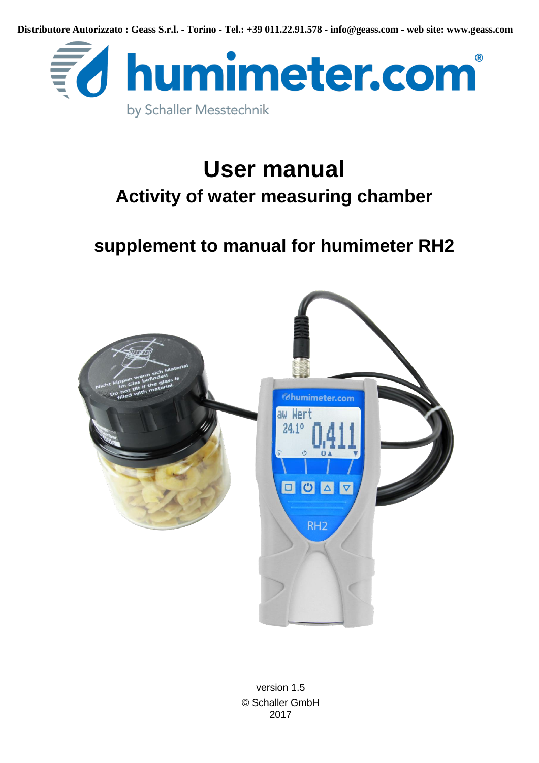Distributore Autorizzato : Geass S.r.l. - Torino - Tel.: +39 011.22.91.578 - info@geass.com - web site: www.geass.com

humimeter.com®

by Schaller Messtechnik

# User manual

## Activity of water measuring chamber

## supplement to manual for humimeter RH2

version 1.5

© Schaller GmbH

2017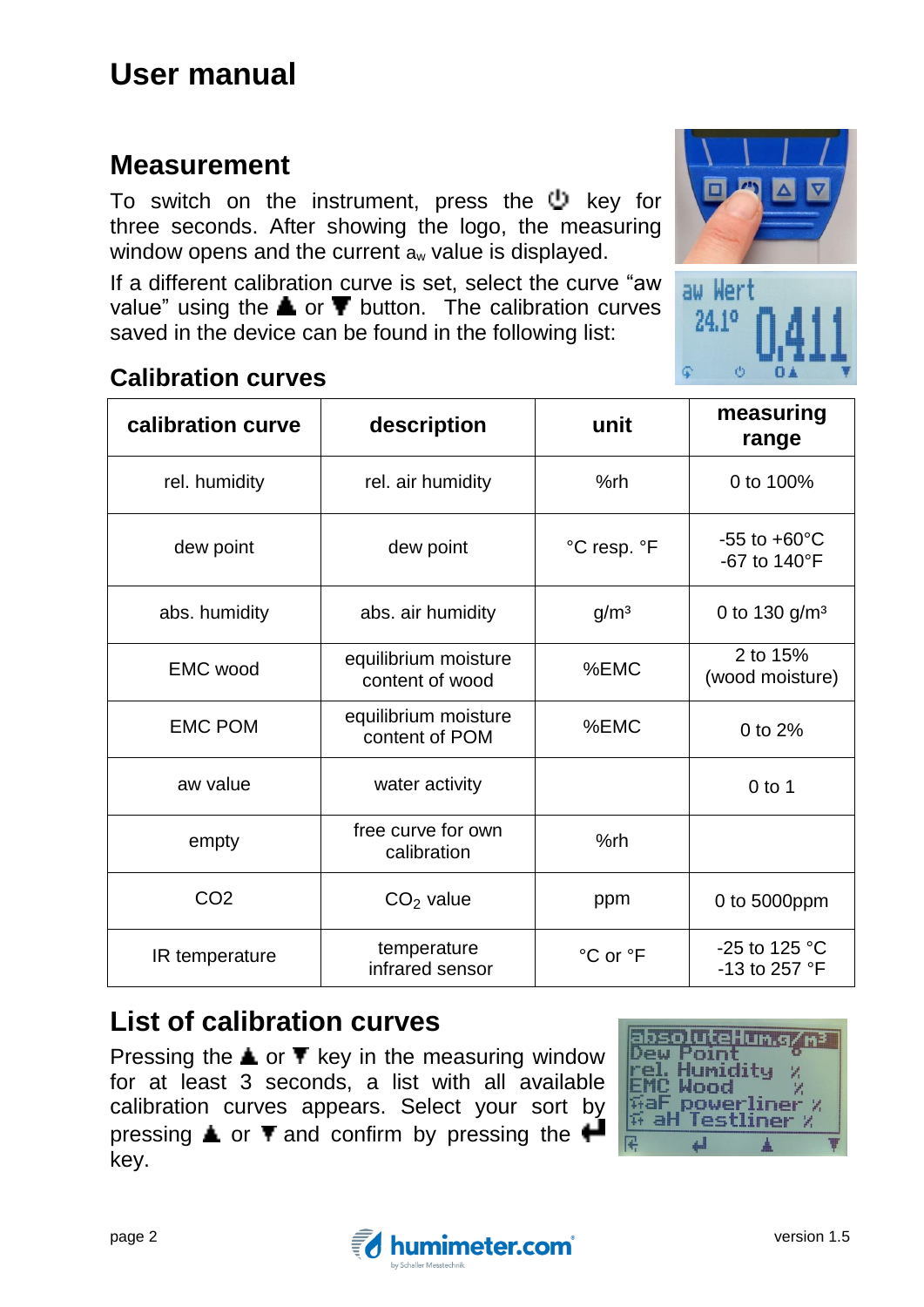# User manual

## Measurement

To switch on the instrument, press the ⏻ key for three seconds. After showing the logo, the measuring window opens and the current $a_w$ value is displayed.

If a different calibration curve is set, select the curve "aw value" using the ▲ or ▼ button. The calibration curves saved in the device can be found in the following list:

### Calibration curves

| calibration curve | description | unit | measuring range |
|---|---|---|---|
| rel. humidity | rel. air humidity | %rh | 0 to 100% |
| dew point | dew point | °C resp. °F | -55 to +60°C<br>-67 to 140°F |
| abs. humidity | abs. air humidity | g/m³ | 0 to 130 g/m³ |
| EMC wood | equilibrium moisture content of wood | %EMC | 2 to 15%<br>(wood moisture) |
| EMC POM | equilibrium moisture content of POM | %EMC | 0 to 2% |
| aw value | water activity | | 0 to 1 |
| empty | free curve for own calibration | %rh | |
| CO2 | $CO_2$ value | ppm | 0 to 5000ppm |
| IR temperature | temperature infrared sensor | °C or °F | -25 to 125 °C<br>-13 to 257 °F |

## List of calibration curves

Pressing the ▲ or ▼ key in the measuring window for at least 3 seconds, a list with all available calibration curves appears. Select your sort by pressing ▲ or ▼ and confirm by pressing the ↵ key.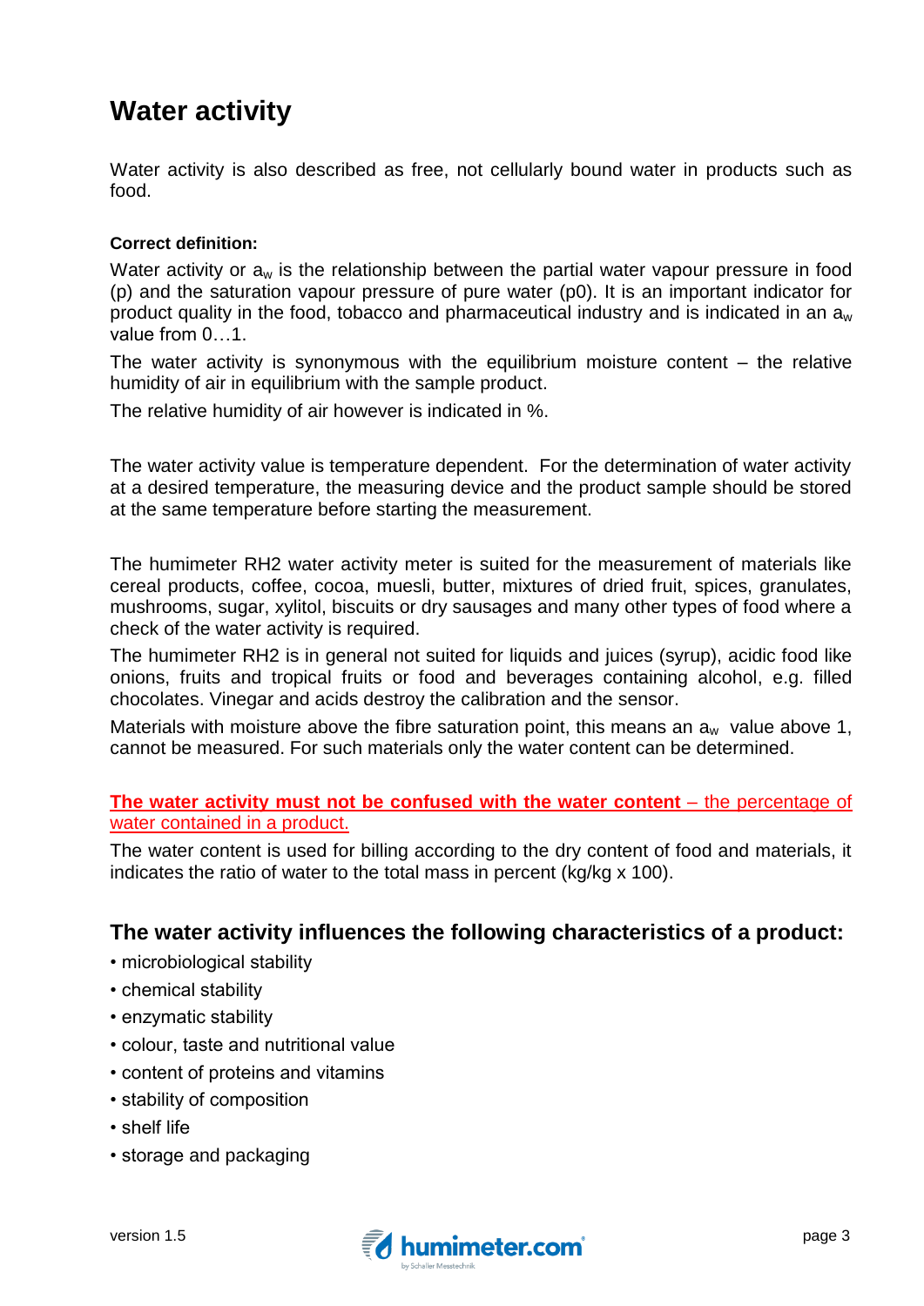# Water activity

Water activity is also described as free, not cellularly bound water in products such as food.

**Correct definition:**

Water activity or $a_w$ is the relationship between the partial water vapour pressure in food (p) and the saturation vapour pressure of pure water (p0). It is an important indicator for product quality in the food, tobacco and pharmaceutical industry and is indicated in an $a_w$ value from 0…1.

The water activity is synonymous with the equilibrium moisture content – the relative humidity of air in equilibrium with the sample product.

The relative humidity of air however is indicated in %.

The water activity value is temperature dependent. For the determination of water activity at a desired temperature, the measuring device and the product sample should be stored at the same temperature before starting the measurement.

The humimeter RH2 water activity meter is suited for the measurement of materials like cereal products, coffee, cocoa, muesli, butter, mixtures of dried fruit, spices, granulates, mushrooms, sugar, xylitol, biscuits or dry sausages and many other types of food where a check of the water activity is required.

The humimeter RH2 is in general not suited for liquids and juices (syrup), acidic food like onions, fruits and tropical fruits or food and beverages containing alcohol, e.g. filled chocolates. Vinegar and acids destroy the calibration and the sensor.

Materials with moisture above the fibre saturation point, this means an $a_w$ value above 1, cannot be measured. For such materials only the water content can be determined.

**The water activity must not be confused with the water content** – the percentage of water contained in a product.

The water content is used for billing according to the dry content of food and materials, it indicates the ratio of water to the total mass in percent (kg/kg x 100).

## The water activity influences the following characteristics of a product:

- microbiological stability
- chemical stability
- enzymatic stability
- colour, taste and nutritional value
- content of proteins and vitamins
- stability of composition
- shelf life
- storage and packaging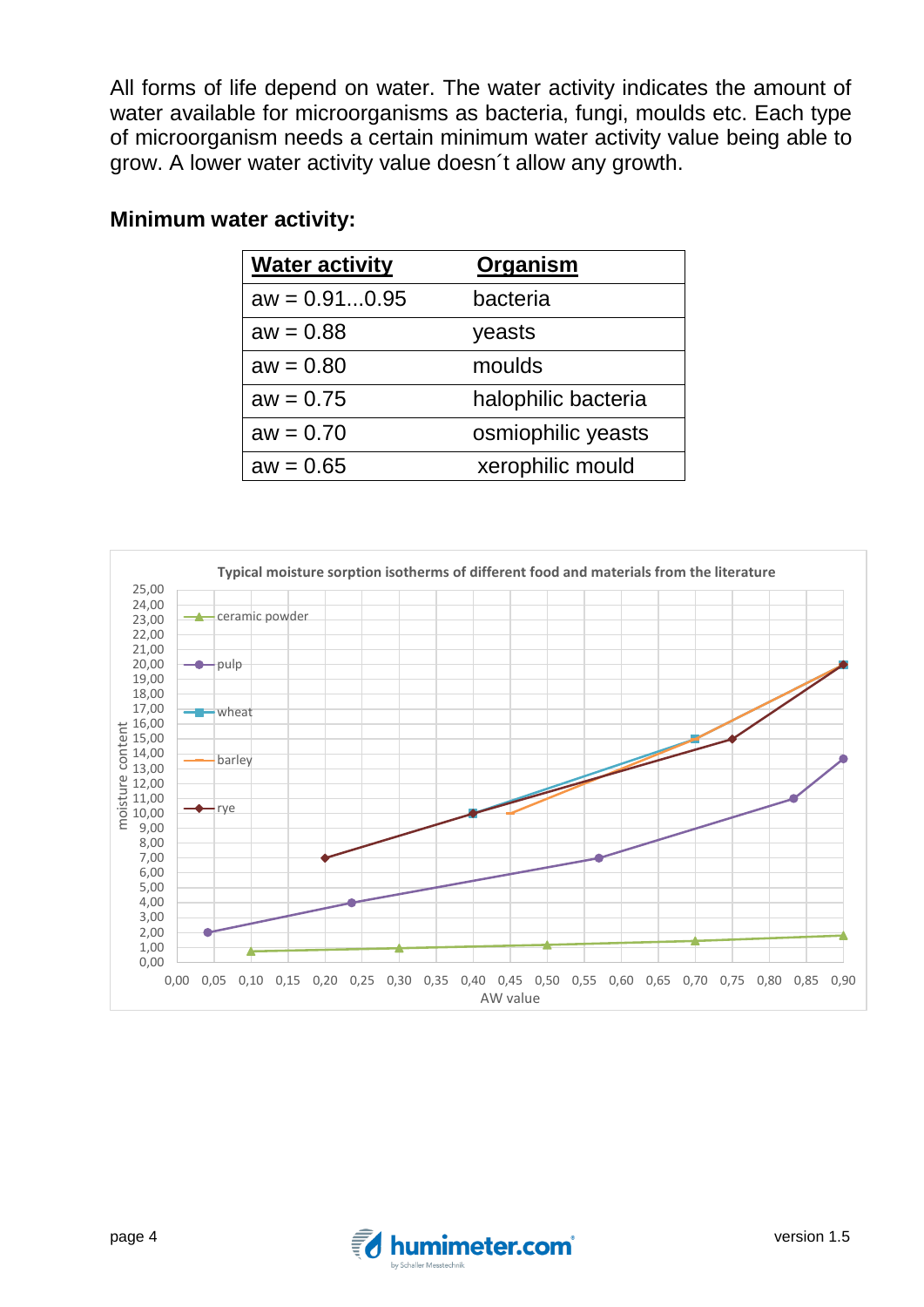All forms of life depend on water. The water activity indicates the amount of water available for microorganisms as bacteria, fungi, moulds etc. Each type of microorganism needs a certain minimum water activity value being able to grow. A lower water activity value doesn´t allow any growth.

**Minimum water activity:**

| Water activity | Organism |
|---|---|
| aw = 0.91...0.95 | bacteria |
| aw = 0.88 | yeasts |
| aw = 0.80 | moulds |
| aw = 0.75 | halophilic bacteria |
| aw = 0.70 | osmiophilic yeasts |
| aw = 0.65 | xerophilic mould |

Typical moisture sorption isotherms of different food and materials from the literature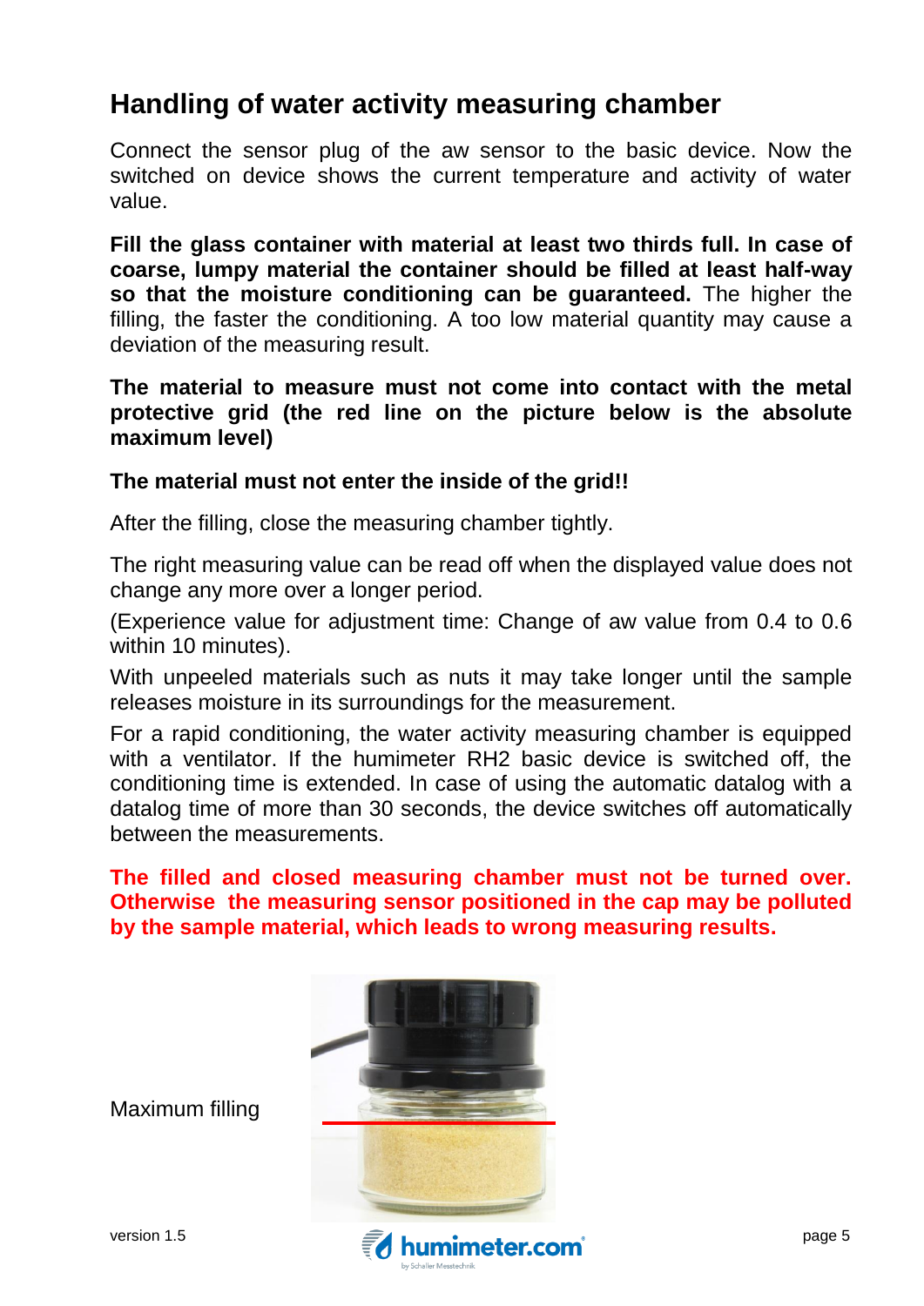## Handling of water activity measuring chamber

Connect the sensor plug of the aw sensor to the basic device. Now the switched on device shows the current temperature and activity of water value.

**Fill the glass container with material at least two thirds full. In case of coarse, lumpy material the container should be filled at least half-way so that the moisture conditioning can be guaranteed.** The higher the filling, the faster the conditioning. A too low material quantity may cause a deviation of the measuring result.

**The material to measure must not come into contact with the metal protective grid (the red line on the picture below is the absolute maximum level)**

**The material must not enter the inside of the grid!!**

After the filling, close the measuring chamber tightly.

The right measuring value can be read off when the displayed value does not change any more over a longer period.

(Experience value for adjustment time: Change of aw value from 0.4 to 0.6 within 10 minutes).

With unpeeled materials such as nuts it may take longer until the sample releases moisture in its surroundings for the measurement.

For a rapid conditioning, the water activity measuring chamber is equipped with a ventilator. If the humimeter RH2 basic device is switched off, the conditioning time is extended. In case of using the automatic datalog with a datalog time of more than 30 seconds, the device switches off automatically between the measurements.

**The filled and closed measuring chamber must not be turned over. Otherwise the measuring sensor positioned in the cap may be polluted by the sample material, which leads to wrong measuring results.**

Maximum filling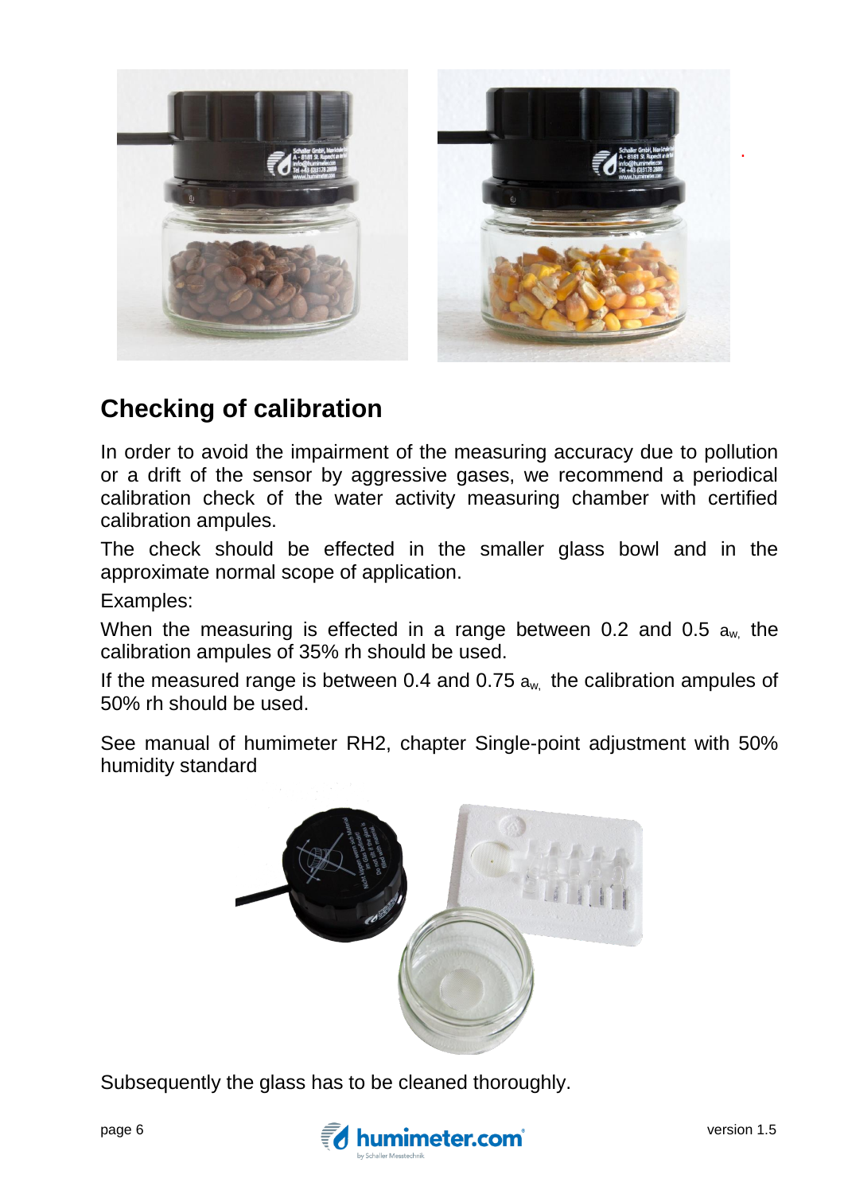## Checking of calibration

In order to avoid the impairment of the measuring accuracy due to pollution or a drift of the sensor by aggressive gases, we recommend a periodical calibration check of the water activity measuring chamber with certified calibration ampules.

The check should be effected in the smaller glass bowl and in the approximate normal scope of application.

Examples:

When the measuring is effected in a range between 0.2 and 0.5 $a_{w,}$ the calibration ampules of 35% rh should be used.

If the measured range is between 0.4 and 0.75 $a_{w,}$ the calibration ampules of 50% rh should be used.

See manual of humimeter RH2, chapter Single-point adjustment with 50% humidity standard

Subsequently the glass has to be cleaned thoroughly.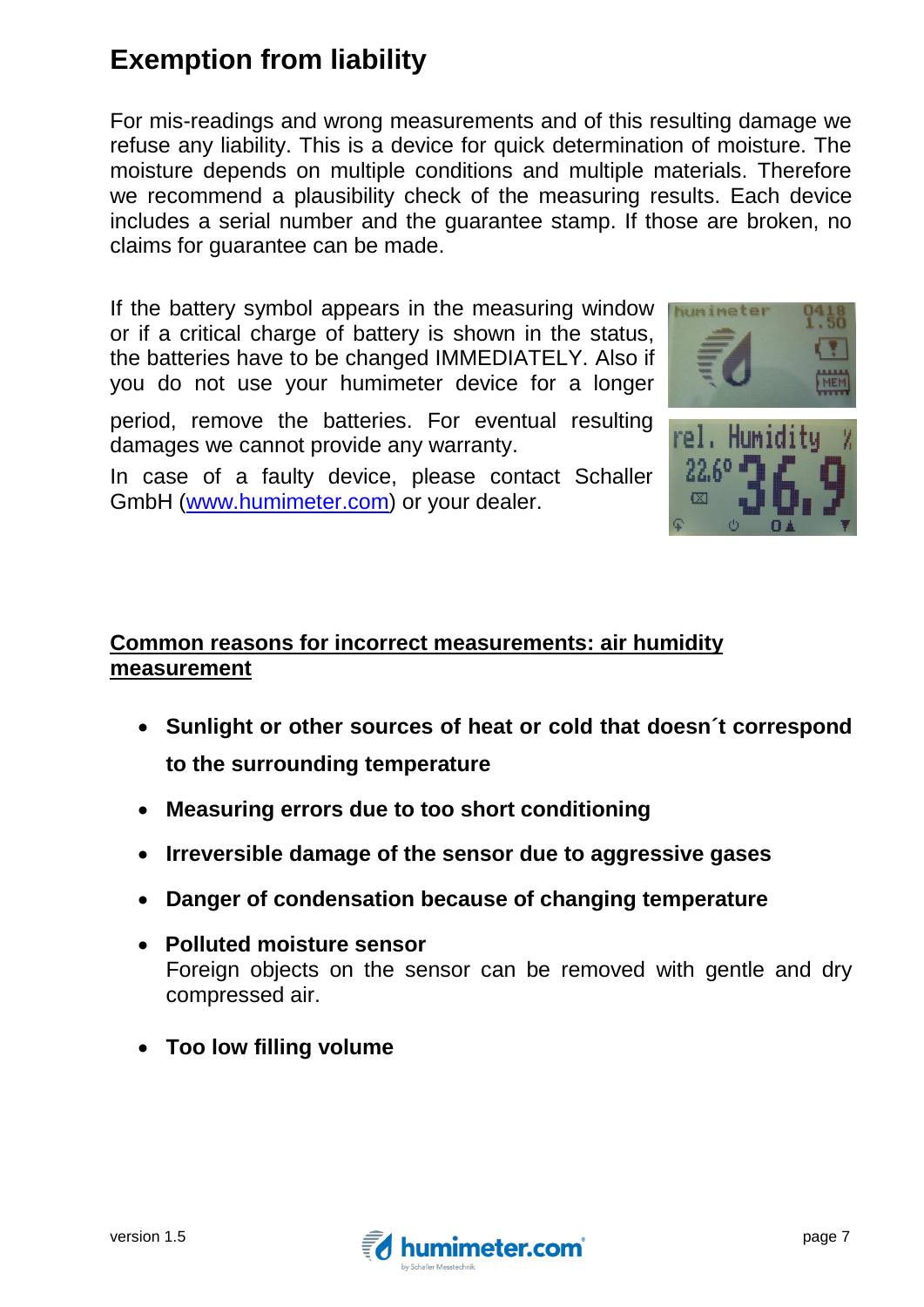# Exemption from liability

For mis-readings and wrong measurements and of this resulting damage we refuse any liability. This is a device for quick determination of moisture. The moisture depends on multiple conditions and multiple materials. Therefore we recommend a plausibility check of the measuring results. Each device includes a serial number and the guarantee stamp. If those are broken, no claims for guarantee can be made.

If the battery symbol appears in the measuring window or if a critical charge of battery is shown in the status, the batteries have to be changed IMMEDIATELY. Also if you do not use your humimeter device for a longer period, remove the batteries. For eventual resulting damages we cannot provide any warranty.

In case of a faulty device, please contact Schaller GmbH ([www.humimeter.com](http://www.humimeter.com)) or your dealer.

**<u>Common reasons for incorrect measurements: air humidity measurement</u>**

- **Sunlight or other sources of heat or cold that doesn´t correspond to the surrounding temperature**
- **Measuring errors due to too short conditioning**
- **Irreversible damage of the sensor due to aggressive gases**
- **Danger of condensation because of changing temperature**
- **Polluted moisture sensor**
  Foreign objects on the sensor can be removed with gentle and dry compressed air.
- **Too low filling volume**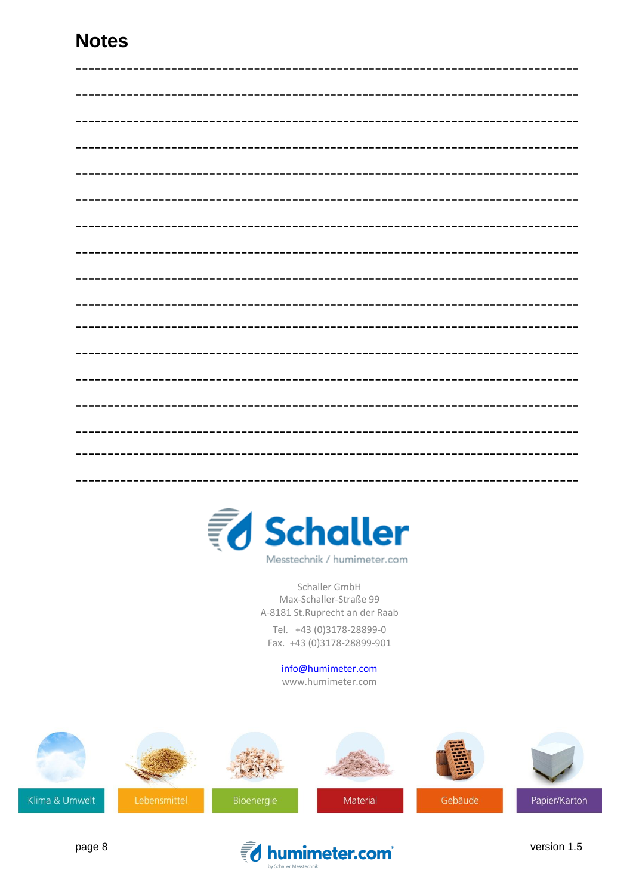## Notes

---------------------------------------------------------------------------------

---------------------------------------------------------------------------------

---------------------------------------------------------------------------------

---------------------------------------------------------------------------------

---------------------------------------------------------------------------------

---------------------------------------------------------------------------------

---------------------------------------------------------------------------------

---------------------------------------------------------------------------------

---------------------------------------------------------------------------------

---------------------------------------------------------------------------------

---------------------------------------------------------------------------------

---------------------------------------------------------------------------------

---------------------------------------------------------------------------------

---------------------------------------------------------------------------------

---------------------------------------------------------------------------------

---------------------------------------------------------------------------------

---------------------------------------------------------------------------------

Schaller

Messtechnik / humimeter.com

Schaller GmbH
Max-Schaller-Straße 99
A-8181 St.Ruprecht an der Raab

Tel. +43 (0)3178-28899-0
Fax. +43 (0)3178-28899-901

info@humimeter.com
www.humimeter.com

Klima & Umwelt | Lebensmittel | Bioenergie | Material | Gebäude | Papier/Karton

humimeter.com
by Schaller Messtechnik

version 1.5